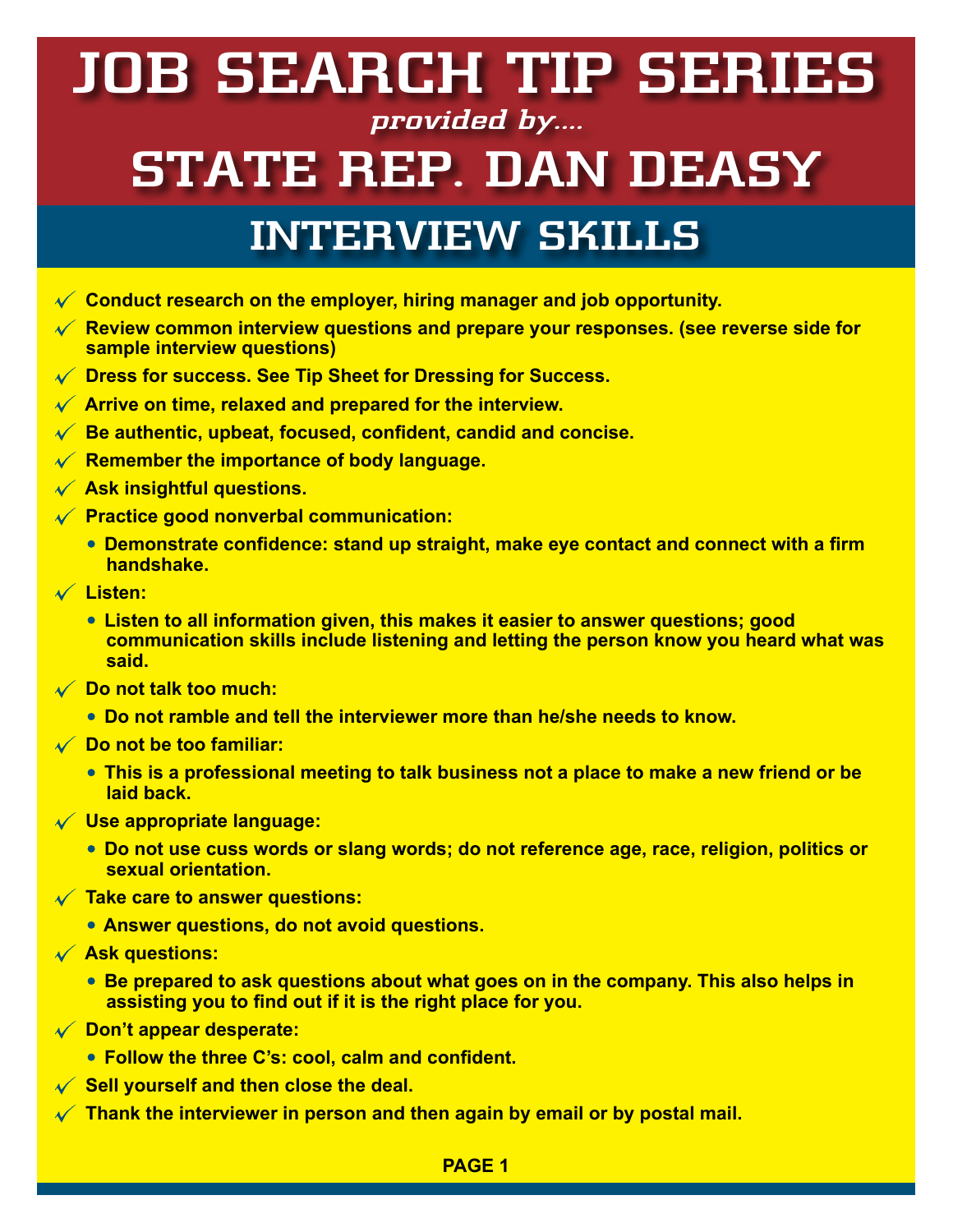# JOB SEARCH TIP SERIES

*provided by....*

# STATE REP. DAN DEASY

## INTERVIEW SKILLS

- **Conduct research on the employer, hiring manager and job opportunity.**
- **Review common interview questions and prepare your responses. (see reverse side for sample interview questions)**
- **Dress for success. See Tip Sheet for Dressing for Success.**
- **Arrive on time, relaxed and prepared for the interview.**
- **Be authentic, upbeat, focused, confident, candid and concise.**
- **Remember the importance of body language.**
- **Ask insightful questions.**
- **Practice good nonverbal communication:**
  - **Demonstrate confidence: stand up straight, make eye contact and connect with a firm handshake.**
- **Listen:**
  - **Listen to all information given, this makes it easier to answer questions; good communication skills include listening and letting the person know you heard what was said.**
- **Do not talk too much:**
  - **Do not ramble and tell the interviewer more than he/she needs to know.**
- **Do not be too familiar:**
  - **This is a professional meeting to talk business not a place to make a new friend or be laid back.**
- **Use appropriate language:**
  - **Do not use cuss words or slang words; do not reference age, race, religion, politics or sexual orientation.**
- **Take care to answer questions:**
  - **Answer questions, do not avoid questions.**
- **Ask questions:**
  - **Be prepared to ask questions about what goes on in the company. This also helps in assisting you to find out if it is the right place for you.**
- **Don't appear desperate:**
  - **Follow the three C's: cool, calm and confident.**
- **Sell yourself and then close the deal.**
- **Thank the interviewer in person and then again by email or by postal mail.**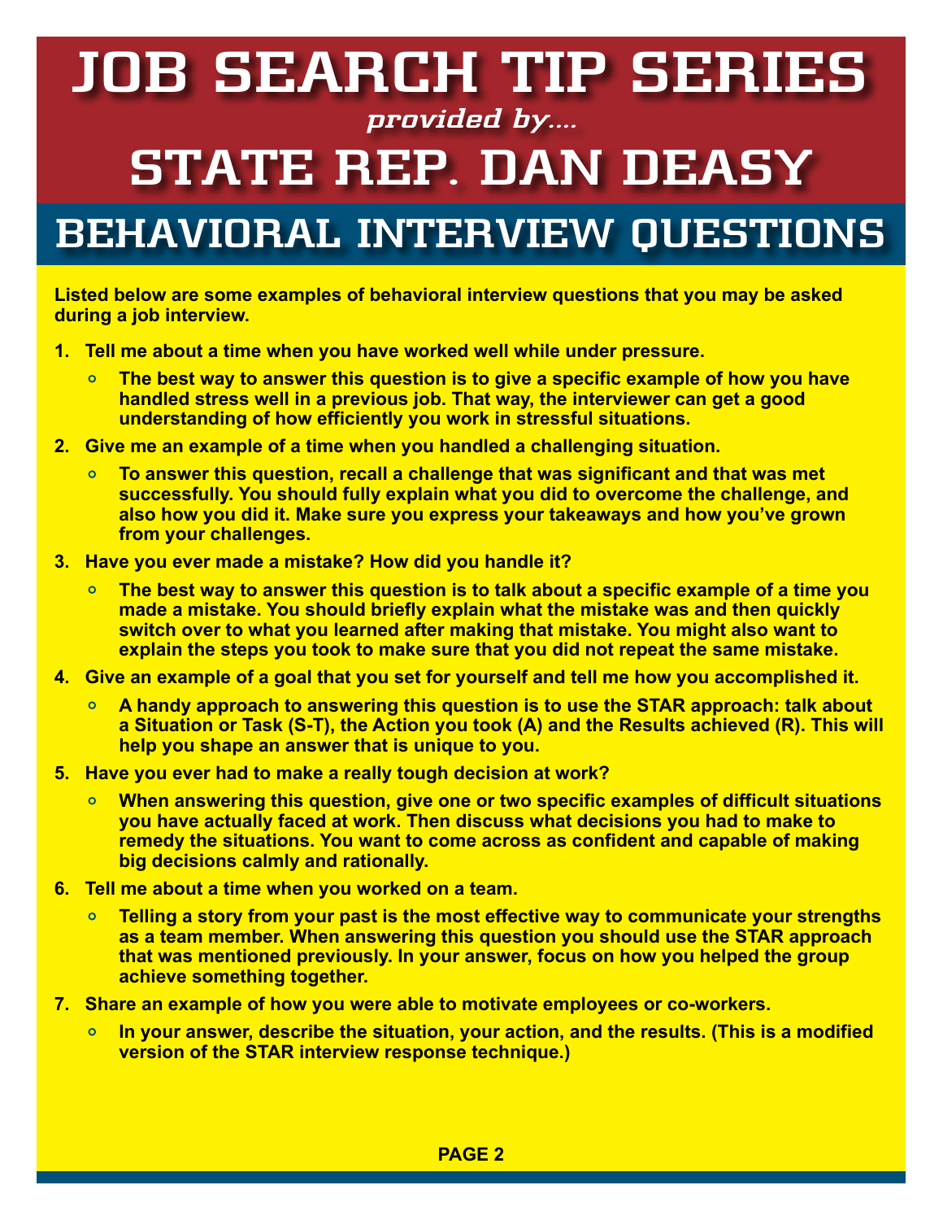# JOB SEARCH TIP SERIES

*provided by....*

# STATE REP. DAN DEASY

## BEHAVIORAL INTERVIEW QUESTIONS

**Listed below are some examples of behavioral interview questions that you may be asked during a job interview.**

1. **Tell me about a time when you have worked well while under pressure.**
   - **The best way to answer this question is to give a specific example of how you have handled stress well in a previous job. That way, the interviewer can get a good understanding of how efficiently you work in stressful situations.**
2. **Give me an example of a time when you handled a challenging situation.**
   - **To answer this question, recall a challenge that was significant and that was met successfully. You should fully explain what you did to overcome the challenge, and also how you did it. Make sure you express your takeaways and how you've grown from your challenges.**
3. **Have you ever made a mistake? How did you handle it?**
   - **The best way to answer this question is to talk about a specific example of a time you made a mistake. You should briefly explain what the mistake was and then quickly switch over to what you learned after making that mistake. You might also want to explain the steps you took to make sure that you did not repeat the same mistake.**
4. **Give an example of a goal that you set for yourself and tell me how you accomplished it.**
   - **A handy approach to answering this question is to use the STAR approach: talk about a Situation or Task (S-T), the Action you took (A) and the Results achieved (R). This will help you shape an answer that is unique to you.**
5. **Have you ever had to make a really tough decision at work?**
   - **When answering this question, give one or two specific examples of difficult situations you have actually faced at work. Then discuss what decisions you had to make to remedy the situations. You want to come across as confident and capable of making big decisions calmly and rationally.**
6. **Tell me about a time when you worked on a team.**
   - **Telling a story from your past is the most effective way to communicate your strengths as a team member. When answering this question you should use the STAR approach that was mentioned previously. In your answer, focus on how you helped the group achieve something together.**
7. **Share an example of how you were able to motivate employees or co-workers.**
   - **In your answer, describe the situation, your action, and the results. (This is a modified version of the STAR interview response technique.)**